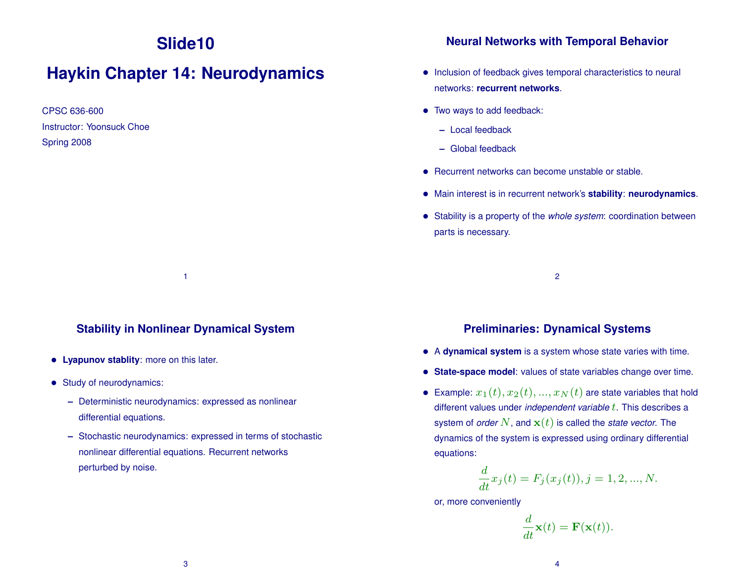# Slide10

# Haykin Chapter 14: Neurodynamics

CPSC 636-600

Instructor: Yoonsuck Choe

Spring 2008

## Neural Networks with Temporal Behavior

- Inclusion of feedback gives temporal characteristics to neural networks: **recurrent networks**.
- Two ways to add feedback:
  - Local feedback
  - Global feedback
- Recurrent networks can become unstable or stable.
- Main interest is in recurrent network's **stability**: **neurodynamics**.
- Stability is a property of the *whole system*: coordination between parts is necessary.

## Stability in Nonlinear Dynamical System

- **Lyapunov stablity**: more on this later.
- Study of neurodynamics:
  - Deterministic neurodynamics: expressed as nonlinear differential equations.
  - Stochastic neurodynamics: expressed in terms of stochastic nonlinear differential equations. Recurrent networks perturbed by noise.

## Preliminaries: Dynamical Systems

- A **dynamical system** is a system whose state varies with time.
- **State-space model**: values of state variables change over time.
- Example: $x_1(t), x_2(t), ..., x_N(t)$ are state variables that hold different values under *independent variable* $t$. This describes a system of *order* $N$, and $\mathbf{x}(t)$ is called the *state vector*. The dynamics of the system is expressed using ordinary differential equations:

$$\frac{d}{dt}x_j(t) = F_j(x_j(t)), j = 1, 2, ..., N.$$

or, more conveniently

$$\frac{d}{dt}\mathbf{x}(t) = \mathbf{F}(\mathbf{x}(t)).$$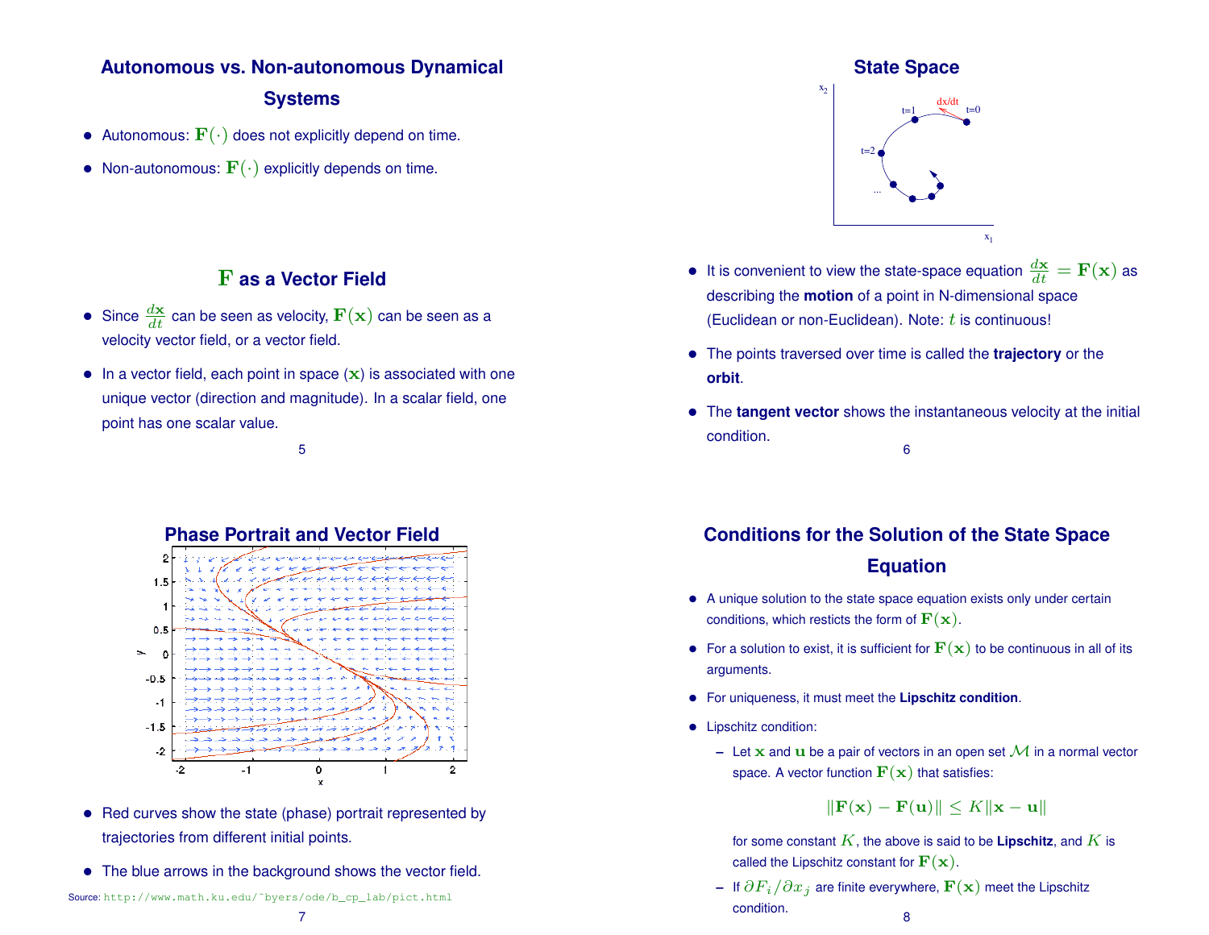## Autonomous vs. Non-autonomous Dynamical Systems

- Autonomous: $\mathbf{F}(\cdot)$ does not explicitly depend on time.
- Non-autonomous: $\mathbf{F}(\cdot)$ explicitly depends on time.

## $\mathbf{F}$ as a Vector Field

- Since $\frac{d\mathbf{x}}{dt}$ can be seen as velocity, $\mathbf{F}(\mathbf{x})$ can be seen as a velocity vector field, or a vector field.
- In a vector field, each point in space ($\mathbf{x}$) is associated with one unique vector (direction and magnitude). In a scalar field, one point has one scalar value.

## State Space

- It is convenient to view the state-space equation $\frac{d\mathbf{x}}{dt} = \mathbf{F}(\mathbf{x})$ as describing the **motion** of a point in N-dimensional space (Euclidean or non-Euclidean). Note: $t$ is continuous!
- The points traversed over time is called the **trajectory** or the **orbit**.
- The **tangent vector** shows the instantaneous velocity at the initial condition.

## Phase Portrait and Vector Field

- Red curves show the state (phase) portrait represented by trajectories from different initial points.
- The blue arrows in the background shows the vector field.

Source: http://www.math.ku.edu/~byers/ode/b_cp_lab/pict.html

## Conditions for the Solution of the State Space Equation

- A unique solution to the state space equation exists only under certain conditions, which resticts the form of $\mathbf{F}(\mathbf{x})$.
- For a solution to exist, it is sufficient for $\mathbf{F}(\mathbf{x})$ to be continuous in all of its arguments.
- For uniqueness, it must meet the **Lipschitz condition**.
- Lipschitz condition:
  - Let $\mathbf{x}$ and $\mathbf{u}$ be a pair of vectors in an open set $\mathcal{M}$ in a normal vector space. A vector function $\mathbf{F}(\mathbf{x})$ that satisfies:

$$\|\mathbf{F}(\mathbf{x}) - \mathbf{F}(\mathbf{u})\| \leq K\|\mathbf{x} - \mathbf{u}\|$$

    for some constant $K$, the above is said to be **Lipschitz**, and $K$ is called the Lipschitz constant for $\mathbf{F}(\mathbf{x})$.
  - If $\partial F_i / \partial x_j$ are finite everywhere, $\mathbf{F}(\mathbf{x})$ meet the Lipschitz condition.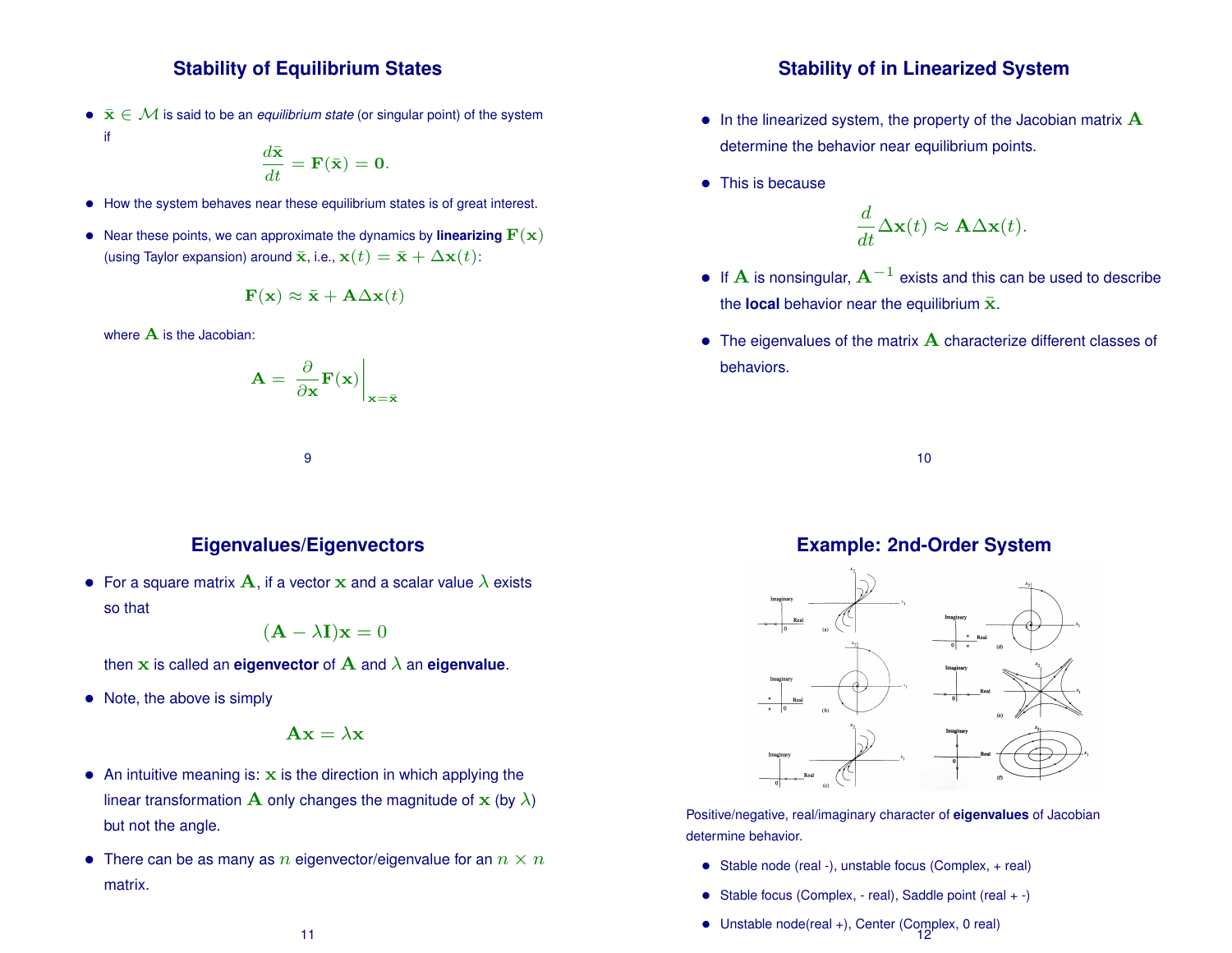## Stability of Equilibrium States

- $\bar{\mathbf{x}} \in \mathcal{M}$ is said to be an *equilibrium state* (or singular point) of the system if

$$\frac{d\bar{\mathbf{x}}}{dt} = \mathbf{F}(\bar{\mathbf{x}}) = \mathbf{0}.$$

- How the system behaves near these equilibrium states is of great interest.
- Near these points, we can approximate the dynamics by **linearizing** $\mathbf{F}(\mathbf{x})$ (using Taylor expansion) around $\bar{\mathbf{x}}$, i.e., $\mathbf{x}(t) = \bar{\mathbf{x}} + \Delta\mathbf{x}(t)$:

$$\mathbf{F}(\mathbf{x}) \approx \bar{\mathbf{x}} + \mathbf{A}\Delta\mathbf{x}(t)$$

where $\mathbf{A}$ is the Jacobian:

$$\mathbf{A} = \left. \frac{\partial}{\partial \mathbf{x}}\mathbf{F}(\mathbf{x}) \right|_{\mathbf{x}=\bar{\mathbf{x}}}$$

## Stability of in Linearized System

- In the linearized system, the property of the Jacobian matrix $\mathbf{A}$ determine the behavior near equilibrium points.
- This is because

$$\frac{d}{dt}\Delta\mathbf{x}(t) \approx \mathbf{A}\Delta\mathbf{x}(t).$$

- If $\mathbf{A}$ is nonsingular, $\mathbf{A}^{-1}$ exists and this can be used to describe the **local** behavior near the equilibrium $\bar{\mathbf{x}}$.
- The eigenvalues of the matrix $\mathbf{A}$ characterize different classes of behaviors.

## Eigenvalues/Eigenvectors

- For a square matrix $\mathbf{A}$, if a vector $\mathbf{x}$ and a scalar value $\lambda$ exists so that

$$(\mathbf{A} - \lambda\mathbf{I})\mathbf{x} = 0$$

then $\mathbf{x}$ is called an **eigenvector** of $\mathbf{A}$ and $\lambda$ an **eigenvalue**.

- Note, the above is simply

$$\mathbf{A}\mathbf{x} = \lambda\mathbf{x}$$

- An intuitive meaning is: $\mathbf{x}$ is the direction in which applying the linear transformation $\mathbf{A}$ only changes the magnitude of $\mathbf{x}$ (by $\lambda$) but not the angle.
- There can be as many as $n$ eigenvector/eigenvalue for an $n \times n$ matrix.

## Example: 2nd-Order System

Positive/negative, real/imaginary character of **eigenvalues** of Jacobian determine behavior.

- Stable node (real -), unstable focus (Complex, + real)
- Stable focus (Complex, - real), Saddle point (real + -)
- Unstable node(real +), Center (Complex, 0 real)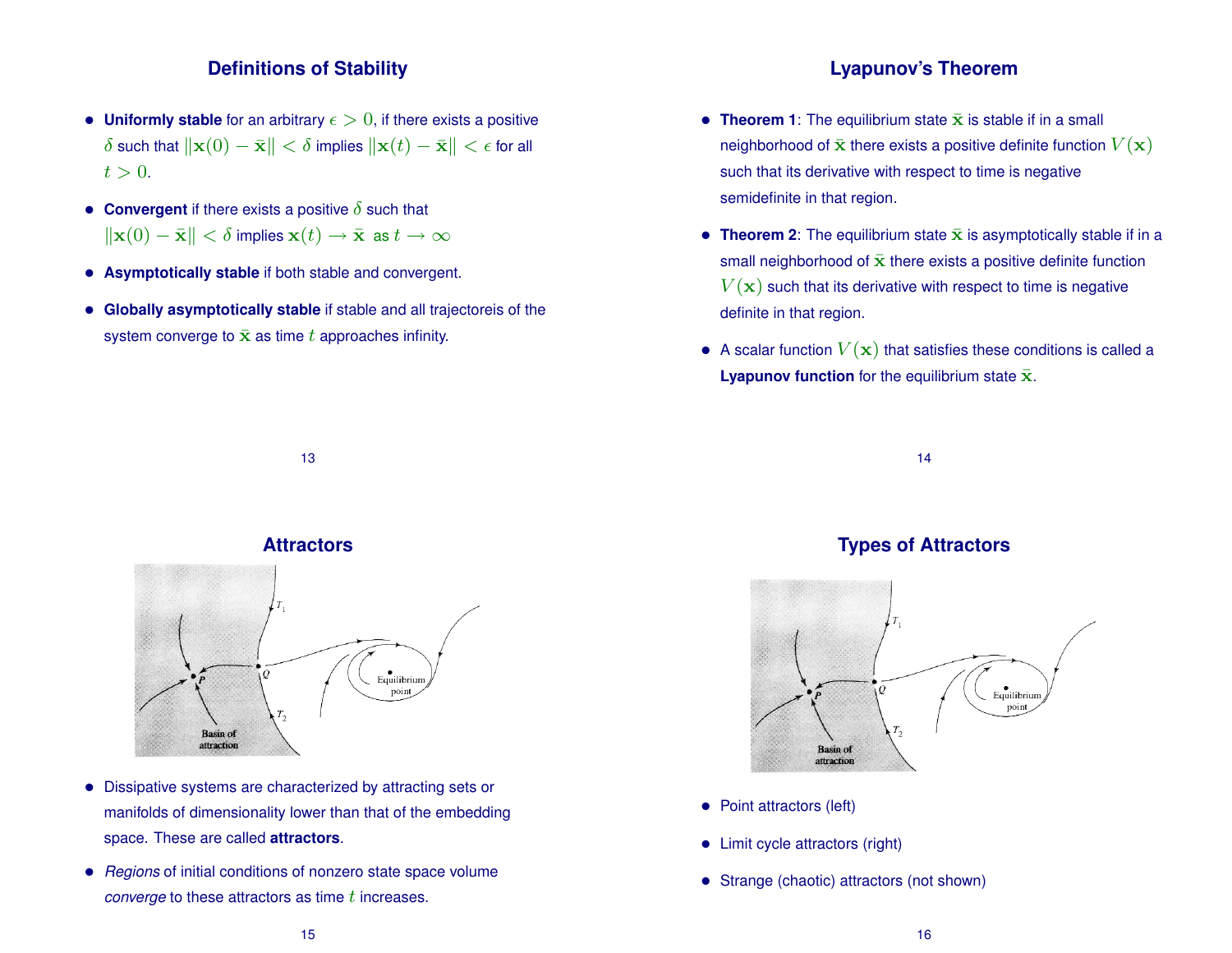## Definitions of Stability

- **Uniformly stable** for an arbitrary $\epsilon > 0$, if there exists a positive $\delta$ such that $\|\mathbf{x}(0) - \bar{\mathbf{x}}\| < \delta$ implies $\|\mathbf{x}(t) - \bar{\mathbf{x}}\| < \epsilon$ for all $t > 0$.
- **Convergent** if there exists a positive $\delta$ such that $\|\mathbf{x}(0) - \bar{\mathbf{x}}\| < \delta$ implies $\mathbf{x}(t) \rightarrow \bar{\mathbf{x}}$ as $t \rightarrow \infty$
- **Asymptotically stable** if both stable and convergent.
- **Globally asymptotically stable** if stable and all trajectoreis of the system converge to $\bar{\mathbf{x}}$ as time $t$ approaches infinity.

## Lyapunov's Theorem

- **Theorem 1**: The equilibrium state $\bar{\mathbf{x}}$ is stable if in a small neighborhood of $\bar{\mathbf{x}}$ there exists a positive definite function $V(\mathbf{x})$ such that its derivative with respect to time is negative semidefinite in that region.
- **Theorem 2**: The equilibrium state $\bar{\mathbf{x}}$ is asymptotically stable if in a small neighborhood of $\bar{\mathbf{x}}$ there exists a positive definite function $V(\mathbf{x})$ such that its derivative with respect to time is negative definite in that region.
- A scalar function $V(\mathbf{x})$ that satisfies these conditions is called a **Lyapunov function** for the equilibrium state $\bar{\mathbf{x}}$.

## Attractors

- Dissipative systems are characterized by attracting sets or manifolds of dimensionality lower than that of the embedding space. These are called **attractors**.
- *Regions* of initial conditions of nonzero state space volume *converge* to these attractors as time $t$ increases.

## Types of Attractors

- Point attractors (left)
- Limit cycle attractors (right)
- Strange (chaotic) attractors (not shown)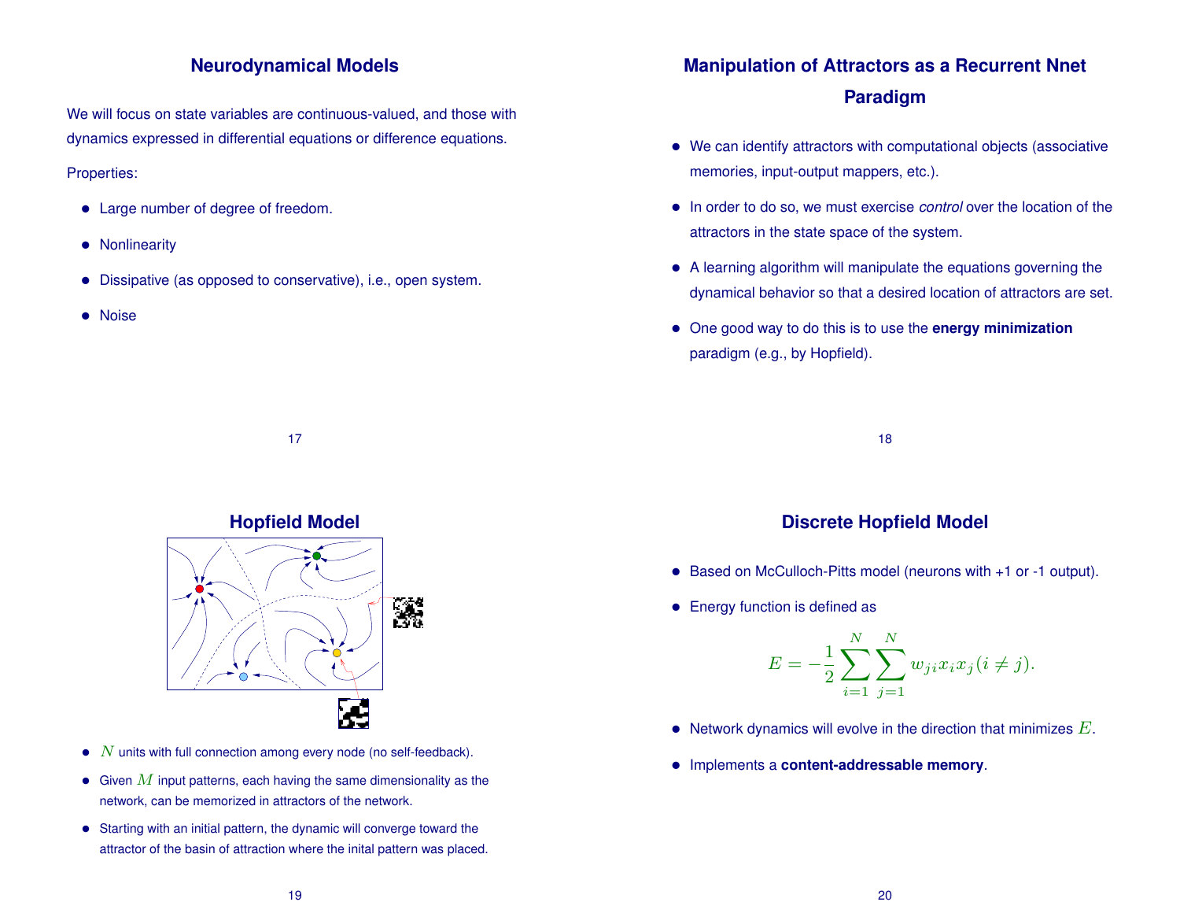## Neurodynamical Models

We will focus on state variables are continuous-valued, and those with dynamics expressed in differential equations or difference equations.

Properties:

- Large number of degree of freedom.
- Nonlinearity
- Dissipative (as opposed to conservative), i.e., open system.
- Noise

## Manipulation of Attractors as a Recurrent Nnet Paradigm

- We can identify attractors with computational objects (associative memories, input-output mappers, etc.).
- In order to do so, we must exercise *control* over the location of the attractors in the state space of the system.
- A learning algorithm will manipulate the equations governing the dynamical behavior so that a desired location of attractors are set.
- One good way to do this is to use the **energy minimization** paradigm (e.g., by Hopfield).

## Hopfield Model

- $N$ units with full connection among every node (no self-feedback).
- Given $M$ input patterns, each having the same dimensionality as the network, can be memorized in attractors of the network.
- Starting with an initial pattern, the dynamic will converge toward the attractor of the basin of attraction where the inital pattern was placed.

## Discrete Hopfield Model

- Based on McCulloch-Pitts model (neurons with +1 or -1 output).
- Energy function is defined as

$$E = -\frac{1}{2}\sum_{i=1}^{N}\sum_{j=1}^{N} w_{ji} x_i x_j (i \neq j).$$

- Network dynamics will evolve in the direction that minimizes $E$.
- Implements a **content-addressable memory**.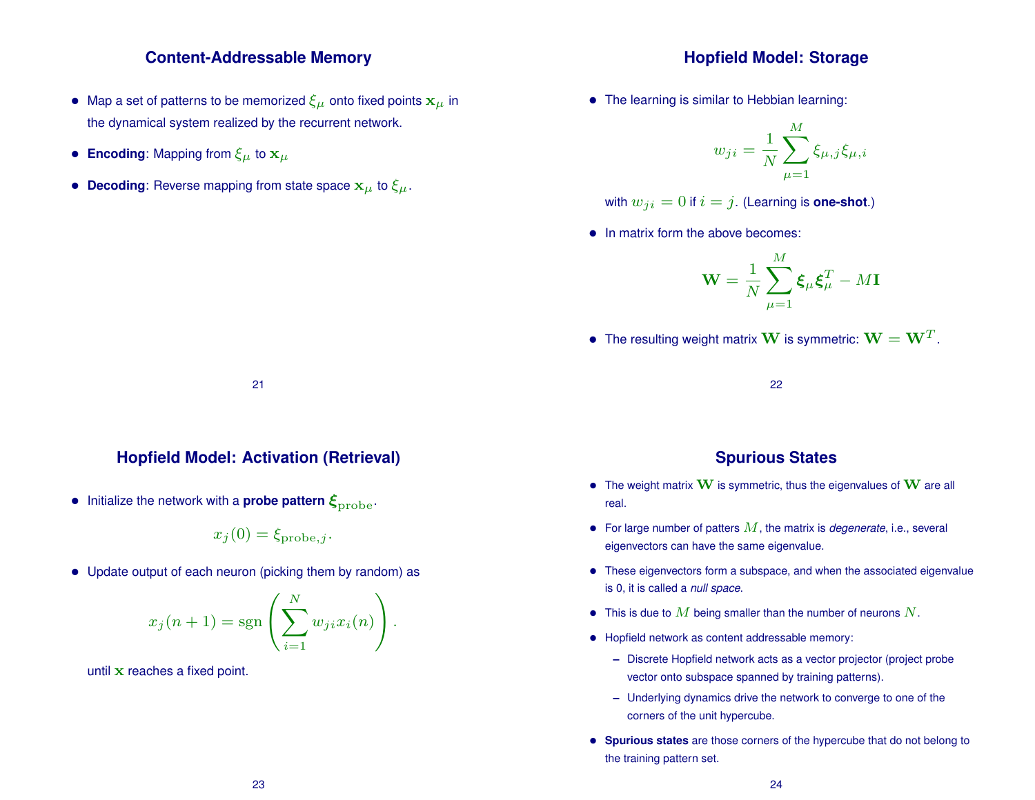## Content-Addressable Memory

- Map a set of patterns to be memorized $\xi_\mu$ onto fixed points $\mathbf{x}_\mu$ in the dynamical system realized by the recurrent network.
- **Encoding**: Mapping from $\xi_\mu$ to $\mathbf{x}_\mu$
- **Decoding**: Reverse mapping from state space $\mathbf{x}_\mu$ to $\xi_\mu$.

## Hopfield Model: Storage

- The learning is similar to Hebbian learning:

$$w_{ji} = \frac{1}{N} \sum_{\mu=1}^{M} \xi_{\mu,j} \xi_{\mu,i}$$

with $w_{ji} = 0$ if $i = j$. (Learning is **one-shot**.)

- In matrix form the above becomes:

$$\mathbf{W} = \frac{1}{N} \sum_{\mu=1}^{M} \boldsymbol{\xi}_\mu \boldsymbol{\xi}_\mu^T - M\mathbf{I}$$

- The resulting weight matrix $\mathbf{W}$ is symmetric: $\mathbf{W} = \mathbf{W}^T$.

## Hopfield Model: Activation (Retrieval)

- Initialize the network with a **probe pattern** $\boldsymbol{\xi}_{\text{probe}}$.

$$x_j(0) = \xi_{\text{probe},j}.$$

- Update output of each neuron (picking them by random) as

$$x_j(n+1) = \text{sgn}\left( \sum_{i=1}^{N} w_{ji} x_i(n) \right).$$

until $\mathbf{x}$ reaches a fixed point.

## Spurious States

- The weight matrix $\mathbf{W}$ is symmetric, thus the eigenvalues of $\mathbf{W}$ are all real.
- For large number of patters $M$, the matrix is *degenerate*, i.e., several eigenvectors can have the same eigenvalue.
- These eigenvectors form a subspace, and when the associated eigenvalue is 0, it is called a *null space*.
- This is due to $M$ being smaller than the number of neurons $N$.
- Hopfield network as content addressable memory:
  - Discrete Hopfield network acts as a vector projector (project probe vector onto subspace spanned by training patterns).
  - Underlying dynamics drive the network to converge to one of the corners of the unit hypercube.
- **Spurious states** are those corners of the hypercube that do not belong to the training pattern set.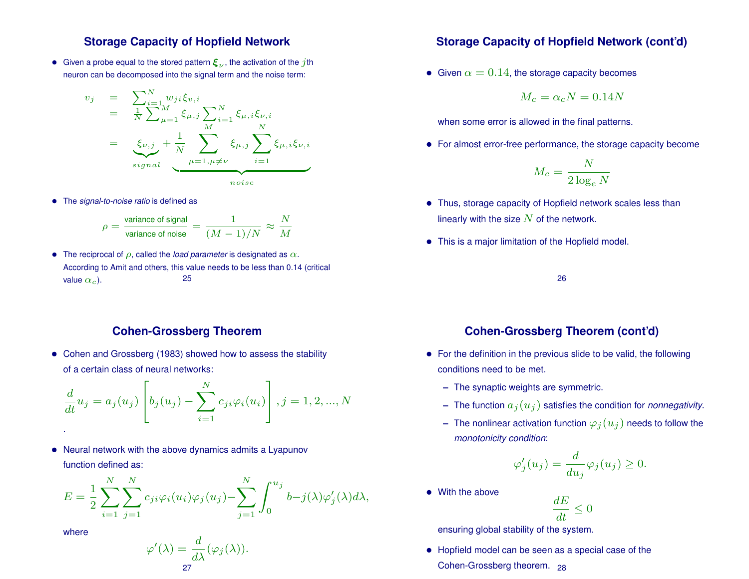## Storage Capacity of Hopfield Network

- Given a probe equal to the stored pattern $\boldsymbol{\xi}_\nu$, the activation of the $j$th neuron can be decomposed into the signal term and the noise term:

$$
\begin{aligned}
v_j &= \sum_{i=1}^{N} w_{ji}\xi_{v,i} \\
&= \frac{1}{N}\sum_{\mu=1}^{M} \xi_{\mu,j} \sum_{i=1}^{N} \xi_{\mu,i}\xi_{\nu,i} \\
&= \underbrace{\xi_{\nu,j}}_{signal} + \underbrace{\frac{1}{N}\sum_{\mu=1,\mu\neq\nu}^{M} \xi_{\mu,j} \sum_{i=1}^{N} \xi_{\mu,i}\xi_{\nu,i}}_{noise}
\end{aligned}
$$

- The *signal-to-noise ratio* is defined as

$$\rho = \frac{\text{variance of signal}}{\text{variance of noise}} = \frac{1}{(M-1)/N} \approx \frac{N}{M}$$

- The reciprocal of $\rho$, called the *load parameter* is designated as $\alpha$. According to Amit and others, this value needs to be less than 0.14 (critical value $\alpha_c$).

## Storage Capacity of Hopfield Network (cont'd)

- Given $\alpha = 0.14$, the storage capacity becomes

$$M_c = \alpha_c N = 0.14N$$

when some error is allowed in the final patterns.

- For almost error-free performance, the storage capacity become

$$M_c = \frac{N}{2\log_e N}$$

- Thus, storage capacity of Hopfield network scales less than linearly with the size $N$ of the network.
- This is a major limitation of the Hopfield model.

## Cohen-Grossberg Theorem

- Cohen and Grossberg (1983) showed how to assess the stability of a certain class of neural networks:

$$\frac{d}{dt}u_j = a_j(u_j)\left[b_j(u_j) - \sum_{i=1}^{N} c_{ji}\varphi_i(u_i)\right], j = 1, 2, ..., N$$

.

- Neural network with the above dynamics admits a Lyapunov function defined as:

$$E = \frac{1}{2}\sum_{i=1}^{N}\sum_{j=1}^{N} c_{ji}\varphi_i(u_i)\varphi_j(u_j) - \sum_{j=1}^{N}\int_0^{u_j} b-j(\lambda)\varphi_j'(\lambda)d\lambda,$$

where

$$\varphi'(\lambda) = \frac{d}{d\lambda}(\varphi_j(\lambda)).$$

## Cohen-Grossberg Theorem (cont'd)

- For the definition in the previous slide to be valid, the following conditions need to be met.
  - The synaptic weights are symmetric.
  - The function $a_j(u_j)$ satisfies the condition for *nonnegativity*.
  - The nonlinear activation function $\varphi_j(u_j)$ needs to follow the *monotonicity condition*:

$$\varphi_j'(u_j) = \frac{d}{du_j}\varphi_j(u_j) \geq 0.$$

- With the above

$$\frac{dE}{dt} \leq 0$$

ensuring global stability of the system.

- Hopfield model can be seen as a special case of the Cohen-Grossberg theorem.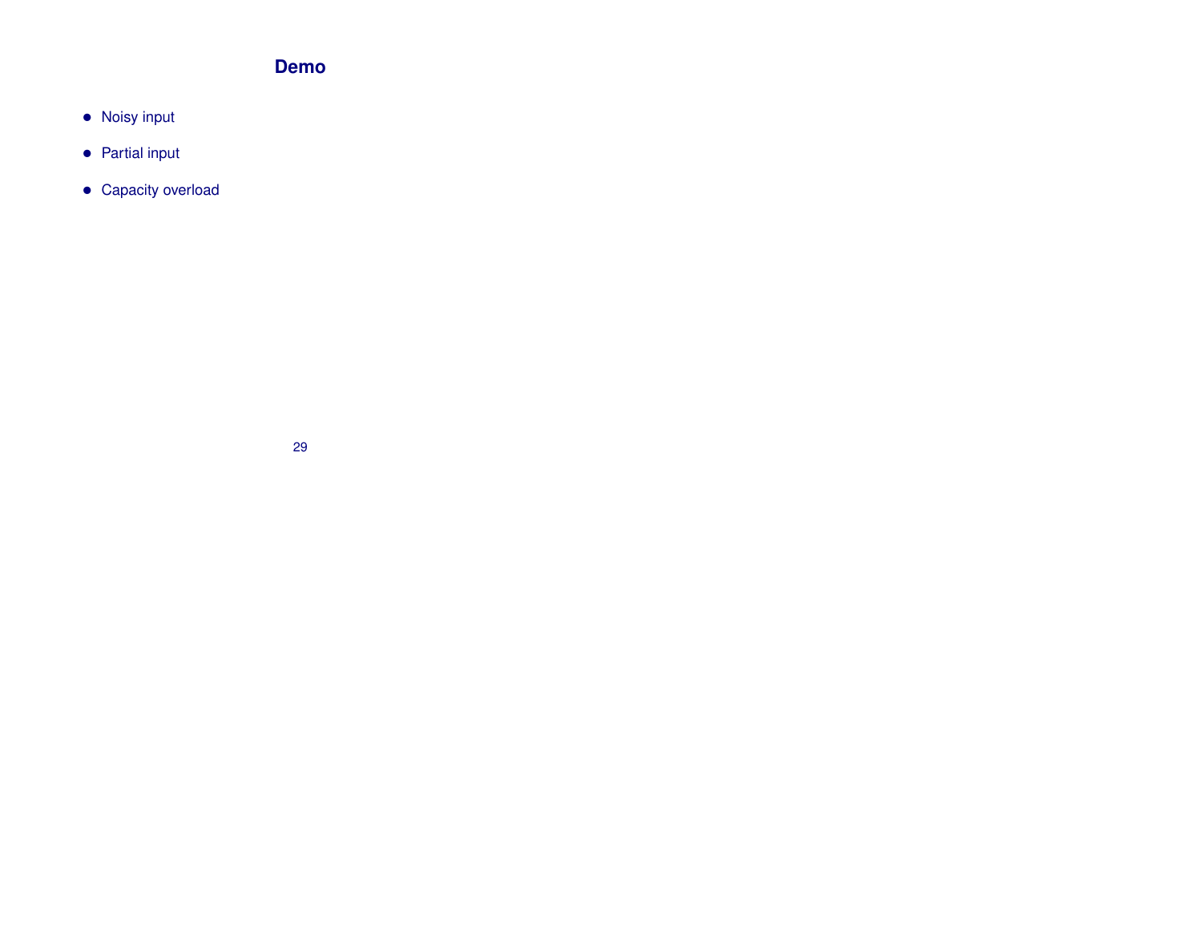# Demo

- Noisy input
- Partial input
- Capacity overload